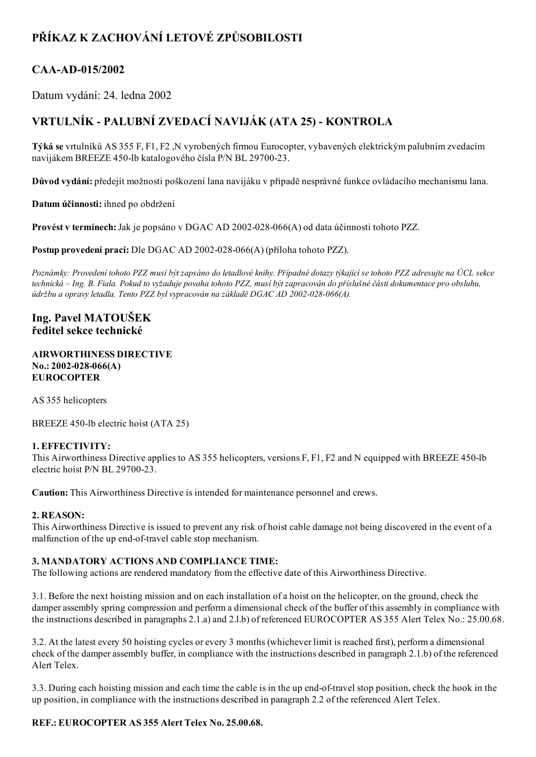# PŘÍKAZ K ZACHOVÁNÍ LETOVÉ ZPŮSOBILOSTI

## CAA-AD-015/2002

Datum vydání: 24. ledna 2002

## VRTULNÍK - PALUBNÍ ZVEDACÍ NAVIJÁK (ATA 25) - KONTROLA

**Týká se** vrtulníků AS 355 F, F1, F2 ,N vyrobených firmou Eurocopter, vybavených elektrickým palubním zvedacím navijákem BREEZE 450-lb katalogového čísla P/N BL 29700-23.

**Důvod vydání:** předejít možnosti poškození lana navijáku v případě nesprávné funkce ovládacího mechanismu lana.

**Datum účinnosti:** ihned po obdržení

**Provést v termínech:** Jak je popsáno v DGAC AD 2002-028-066(A) od data účinnosti tohoto PZZ.

**Postup provedení prací:** Dle DGAC AD 2002-028-066(A) (příloha tohoto PZZ).

*Poznámky: Provedení tohoto PZZ musí být zapsáno do letadlové knihy. Případné dotazy týkající se tohoto PZZ adresujte na ÚCL sekce technická – Ing. B. Fiala. Pokud to vyžaduje povaha tohoto PZZ, musí být zapracován do příslušné části dokumentace pro obsluhu, údržbu a opravy letadla. Tento PZZ byl vypracován na základě DGAC AD 2002-028-066(A).*

### Ing. Pavel MATOUŠEK
### ředitel sekce technické

**AIRWORTHINESS DIRECTIVE**
**No.: 2002-028-066(A)**
**EUROCOPTER**

AS 355 helicopters

BREEZE 450-lb electric hoist (ATA 25)

**1. EFFECTIVITY:**
This Airworthiness Directive applies to AS 355 helicopters, versions F, F1, F2 and N equipped with BREEZE 450-lb electric hoist P/N BL 29700-23.

**Caution:** This Airworthiness Directive is intended for maintenance personnel and crews.

**2. REASON:**
This Airworthiness Directive is issued to prevent any risk of hoist cable damage not being discovered in the event of a malfunction of the up end-of-travel cable stop mechanism.

**3. MANDATORY ACTIONS AND COMPLIANCE TIME:**
The following actions are rendered mandatory from the effective date of this Airworthiness Directive.

3.1. Before the next hoisting mission and on each installation of a hoist on the helicopter, on the ground, check the damper assembly spring compression and perform a dimensional check of the buffer of this assembly in compliance with the instructions described in paragraphs 2.1.a) and 2.l.b) of referenced EUROCOPTER AS 355 Alert Telex No.: 25.00.68.

3.2. At the latest every 50 hoisting cycles or every 3 months (whichever limit is reached first), perform a dimensional check of the damper assembly buffer, in compliance with the instructions described in paragraph 2.1.b) of the referenced Alert Telex.

3.3. During each hoisting mission and each time the cable is in the up end-of-travel stop position, check the hook in the up position, in compliance with the instructions described in paragraph 2.2 of the referenced Alert Telex.

**REF.: EUROCOPTER AS 355 Alert Telex No. 25.00.68.**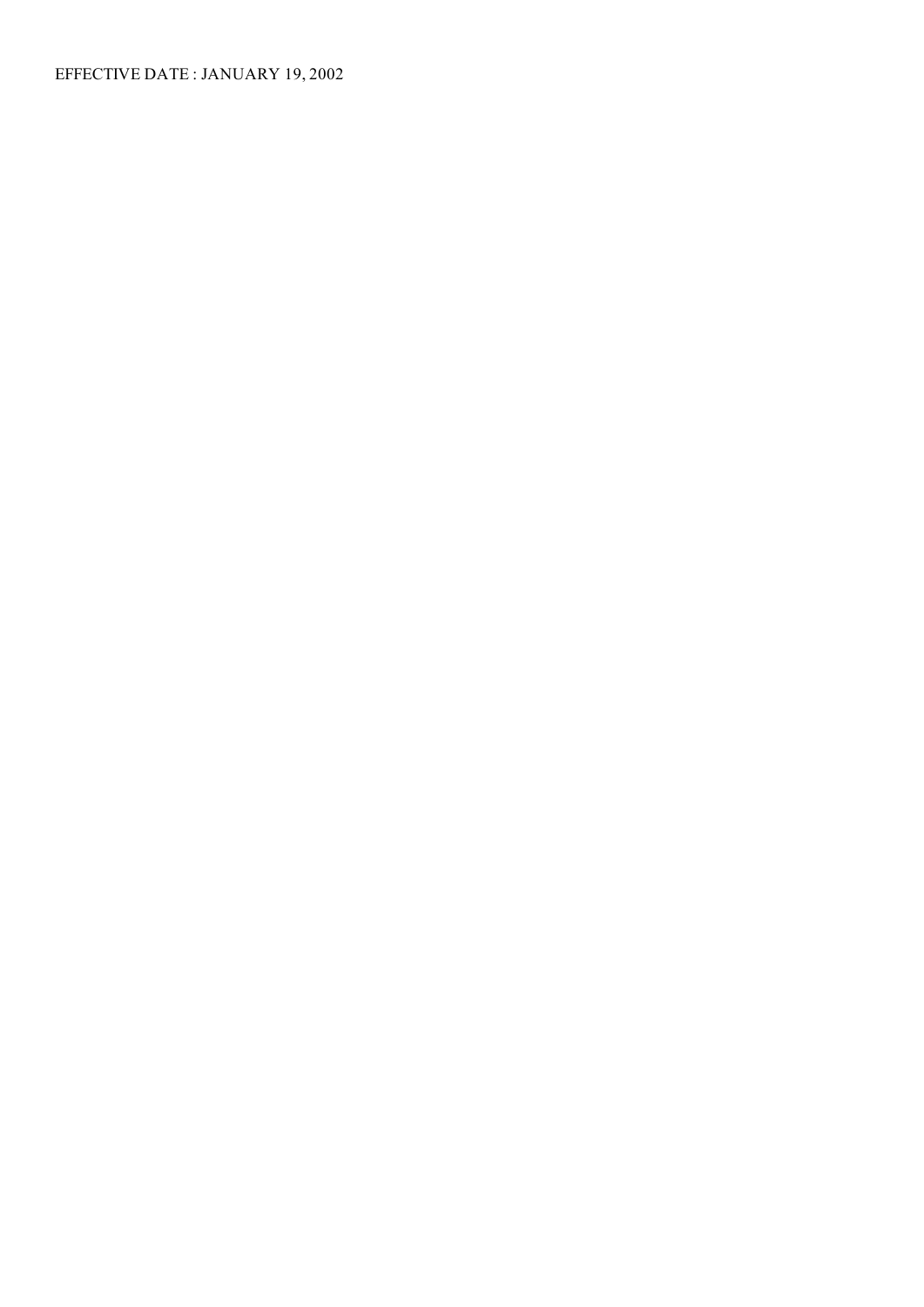EFFECTIVE DATE : JANUARY 19, 2002